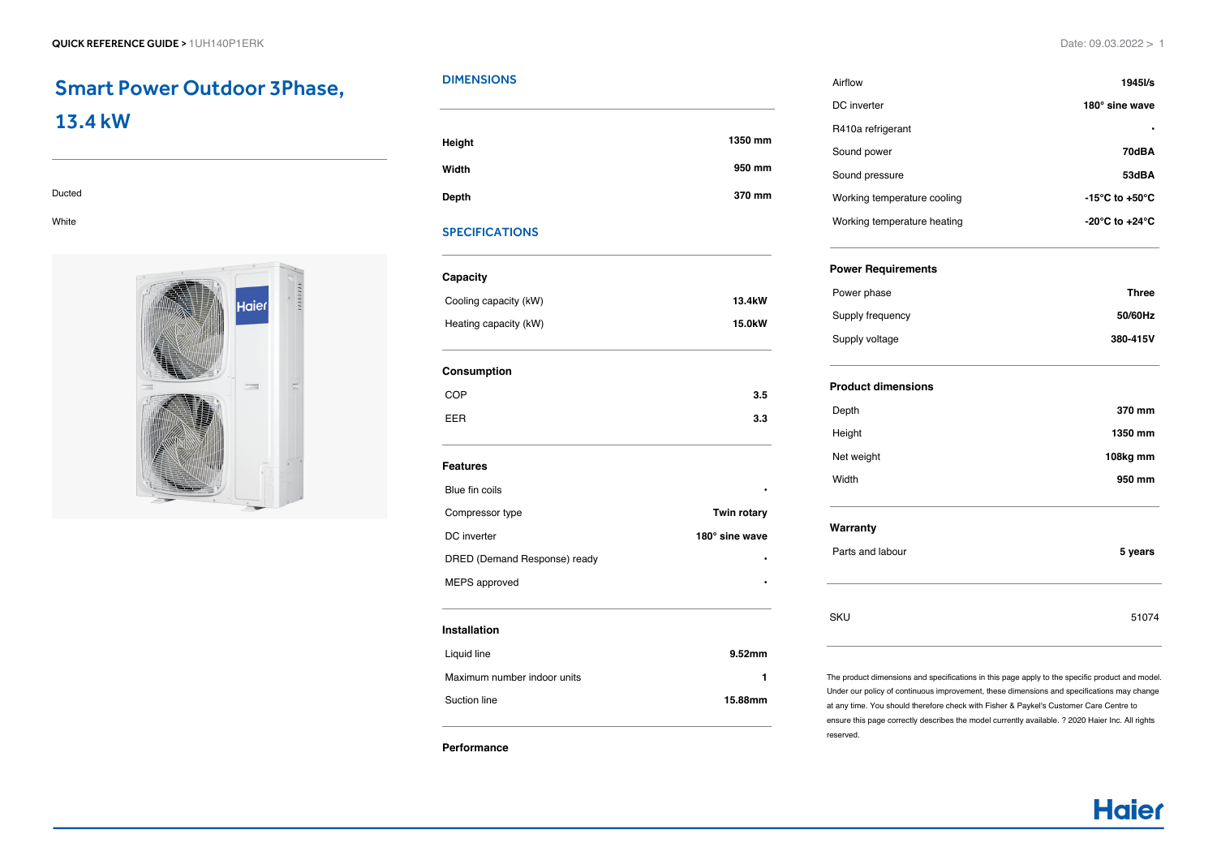QUICK REFERENCE GUIDE > 1UH140P1ERK

# Smart Power Outdoor 3Phase, 13.4 kW

Ducted

White

## DIMENSIONS

| | |
|---|---|
| **Height** | **1350 mm** |
| **Width** | **950 mm** |
| **Depth** | **370 mm** |

## SPECIFICATIONS

### Capacity

| | |
|---|---|
| Cooling capacity (kW) | **13.4kW** |
| Heating capacity (kW) | **15.0kW** |

### Consumption

| | |
|---|---|
| COP | **3.5** |
| EER | **3.3** |

### Features

| | |
|---|---|
| Blue fin coils | • |
| Compressor type | **Twin rotary** |
| DC inverter | **180° sine wave** |
| DRED (Demand Response) ready | • |
| MEPS approved | • |

### Installation

| | |
|---|---|
| Liquid line | **9.52mm** |
| Maximum number indoor units | **1** |
| Suction line | **15.88mm** |

### Performance

| | |
|---|---|
| Airflow | **1945l/s** |
| DC inverter | **180° sine wave** |
| R410a refrigerant | • |
| Sound power | **70dBA** |
| Sound pressure | **53dBA** |
| Working temperature cooling | **-15°C to +50°C** |
| Working temperature heating | **-20°C to +24°C** |

### Power Requirements

| | |
|---|---|
| Power phase | **Three** |
| Supply frequency | **50/60Hz** |
| Supply voltage | **380-415V** |

### Product dimensions

| | |
|---|---|
| Depth | **370 mm** |
| Height | **1350 mm** |
| Net weight | **108kg mm** |
| Width | **950 mm** |

### Warranty

| | |
|---|---|
| Parts and labour | **5 years** |

| | |
|---|---|
| SKU | 51074 |

The product dimensions and specifications in this page apply to the specific product and model. Under our policy of continuous improvement, these dimensions and specifications may change at any time. You should therefore check with Fisher & Paykel's Customer Care Centre to ensure this page correctly describes the model currently available. ? 2020 Haier Inc. All rights reserved.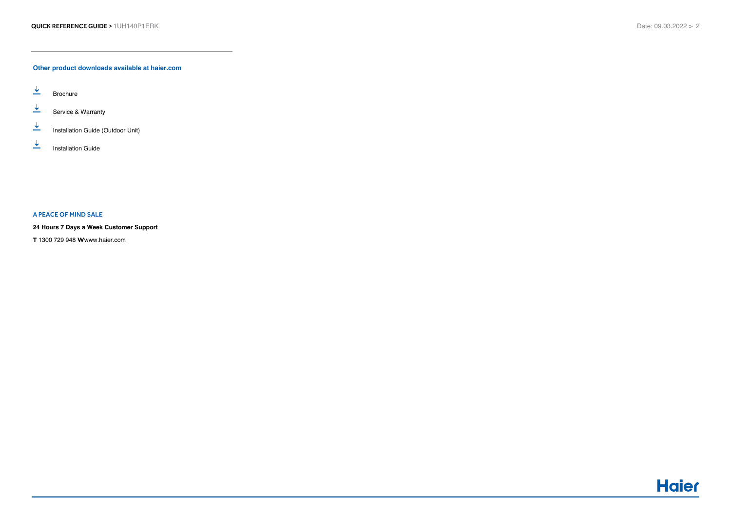### Other product downloads available at haier.com

- Brochure
- Service & Warranty
- Installation Guide (Outdoor Unit)
- Installation Guide

### A PEACE OF MIND SALE

**24 Hours 7 Days a Week Customer Support**

**T** 1300 729 948 **W**www.haier.com